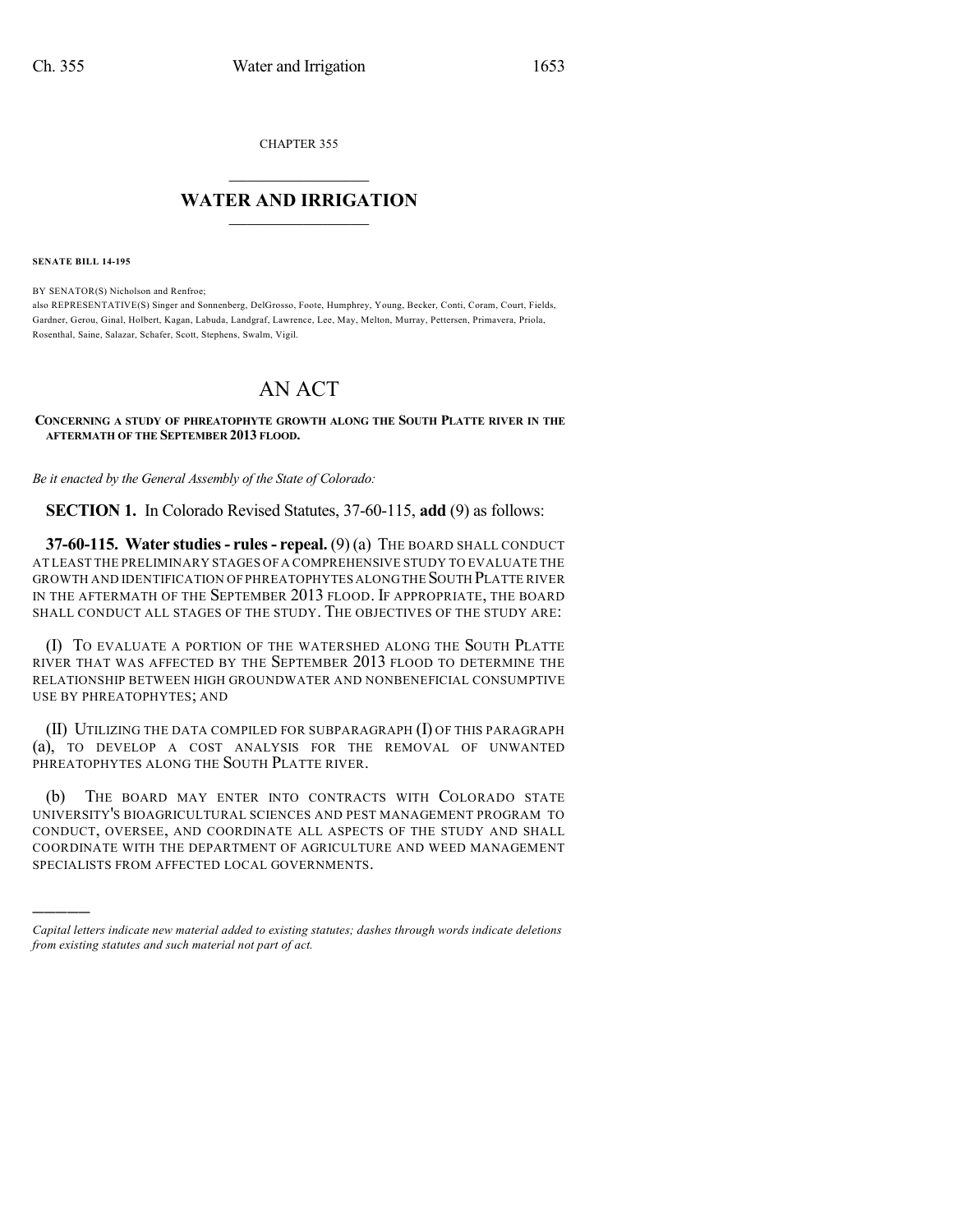CHAPTER 355

# WATER AND IRRIGATION

**SENATE BILL 14-195**

BY SENATOR(S) Nicholson and Renfroe;
also REPRESENTATIVE(S) Singer and Sonnenberg, DelGrosso, Foote, Humphrey, Young, Becker, Conti, Coram, Court, Fields, Gardner, Gerou, Ginal, Holbert, Kagan, Labuda, Landgraf, Lawrence, Lee, May, Melton, Murray, Pettersen, Primavera, Priola, Rosenthal, Saine, Salazar, Schafer, Scott, Stephens, Swalm, Vigil.

# AN ACT

**CONCERNING A STUDY OF PHREATOPHYTE GROWTH ALONG THE SOUTH PLATTE RIVER IN THE AFTERMATH OF THE SEPTEMBER 2013 FLOOD.**

*Be it enacted by the General Assembly of the State of Colorado:*

**SECTION 1.** In Colorado Revised Statutes, 37-60-115, **add** (9) as follows:

**37-60-115. Water studies - rules - repeal.** (9) (a) THE BOARD SHALL CONDUCT AT LEAST THE PRELIMINARY STAGES OF A COMPREHENSIVE STUDY TO EVALUATE THE GROWTH AND IDENTIFICATION OF PHREATOPHYTES ALONG THE SOUTH PLATTE RIVER IN THE AFTERMATH OF THE SEPTEMBER 2013 FLOOD. IF APPROPRIATE, THE BOARD SHALL CONDUCT ALL STAGES OF THE STUDY. THE OBJECTIVES OF THE STUDY ARE:

(I) TO EVALUATE A PORTION OF THE WATERSHED ALONG THE SOUTH PLATTE RIVER THAT WAS AFFECTED BY THE SEPTEMBER 2013 FLOOD TO DETERMINE THE RELATIONSHIP BETWEEN HIGH GROUNDWATER AND NONBENEFICIAL CONSUMPTIVE USE BY PHREATOPHYTES; AND

(II) UTILIZING THE DATA COMPILED FOR SUBPARAGRAPH (I) OF THIS PARAGRAPH (a), TO DEVELOP A COST ANALYSIS FOR THE REMOVAL OF UNWANTED PHREATOPHYTES ALONG THE SOUTH PLATTE RIVER.

(b) THE BOARD MAY ENTER INTO CONTRACTS WITH COLORADO STATE UNIVERSITY'S BIOAGRICULTURAL SCIENCES AND PEST MANAGEMENT PROGRAM TO CONDUCT, OVERSEE, AND COORDINATE ALL ASPECTS OF THE STUDY AND SHALL COORDINATE WITH THE DEPARTMENT OF AGRICULTURE AND WEED MANAGEMENT SPECIALISTS FROM AFFECTED LOCAL GOVERNMENTS.

---

*Capital letters indicate new material added to existing statutes; dashes through words indicate deletions from existing statutes and such material not part of act.*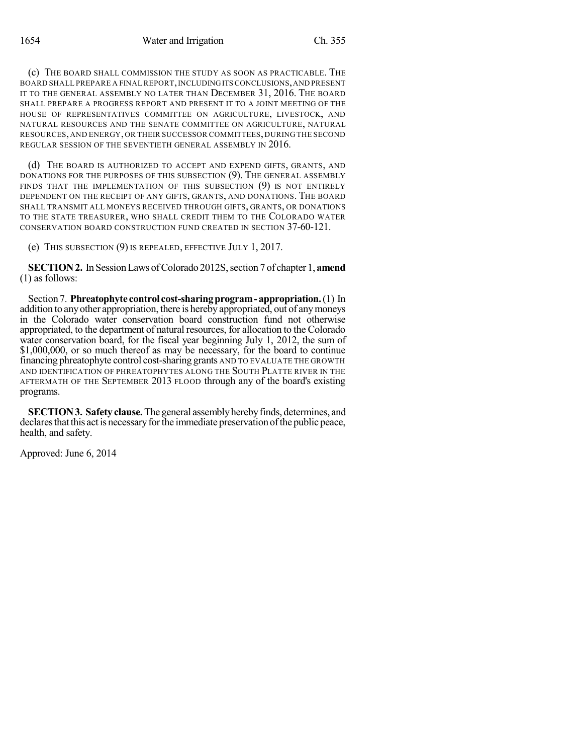(c) THE BOARD SHALL COMMISSION THE STUDY AS SOON AS PRACTICABLE. THE BOARD SHALL PREPARE A FINAL REPORT, INCLUDING ITS CONCLUSIONS, AND PRESENT IT TO THE GENERAL ASSEMBLY NO LATER THAN DECEMBER 31, 2016. THE BOARD SHALL PREPARE A PROGRESS REPORT AND PRESENT IT TO A JOINT MEETING OF THE HOUSE OF REPRESENTATIVES COMMITTEE ON AGRICULTURE, LIVESTOCK, AND NATURAL RESOURCES AND THE SENATE COMMITTEE ON AGRICULTURE, NATURAL RESOURCES, AND ENERGY, OR THEIR SUCCESSOR COMMITTEES, DURING THE SECOND REGULAR SESSION OF THE SEVENTIETH GENERAL ASSEMBLY IN 2016.

(d) THE BOARD IS AUTHORIZED TO ACCEPT AND EXPEND GIFTS, GRANTS, AND DONATIONS FOR THE PURPOSES OF THIS SUBSECTION (9). THE GENERAL ASSEMBLY FINDS THAT THE IMPLEMENTATION OF THIS SUBSECTION (9) IS NOT ENTIRELY DEPENDENT ON THE RECEIPT OF ANY GIFTS, GRANTS, AND DONATIONS. THE BOARD SHALL TRANSMIT ALL MONEYS RECEIVED THROUGH GIFTS, GRANTS, OR DONATIONS TO THE STATE TREASURER, WHO SHALL CREDIT THEM TO THE COLORADO WATER CONSERVATION BOARD CONSTRUCTION FUND CREATED IN SECTION 37-60-121.

(e) THIS SUBSECTION (9) IS REPEALED, EFFECTIVE JULY 1, 2017.

**SECTION 2.** In Session Laws of Colorado 2012S, section 7 of chapter 1, **amend** (1) as follows:

Section 7. **Phreatophyte control cost-sharing program - appropriation.** (1) In addition to any other appropriation, there is hereby appropriated, out of any moneys in the Colorado water conservation board construction fund not otherwise appropriated, to the department of natural resources, for allocation to the Colorado water conservation board, for the fiscal year beginning July 1, 2012, the sum of $1,000,000, or so much thereof as may be necessary, for the board to continue financing phreatophyte control cost-sharing grants AND TO EVALUATE THE GROWTH AND IDENTIFICATION OF PHREATOPHYTES ALONG THE SOUTH PLATTE RIVER IN THE AFTERMATH OF THE SEPTEMBER 2013 FLOOD through any of the board's existing programs.

**SECTION 3. Safety clause.** The general assembly hereby finds, determines, and declares that this act is necessary for the immediate preservation of the public peace, health, and safety.

Approved: June 6, 2014